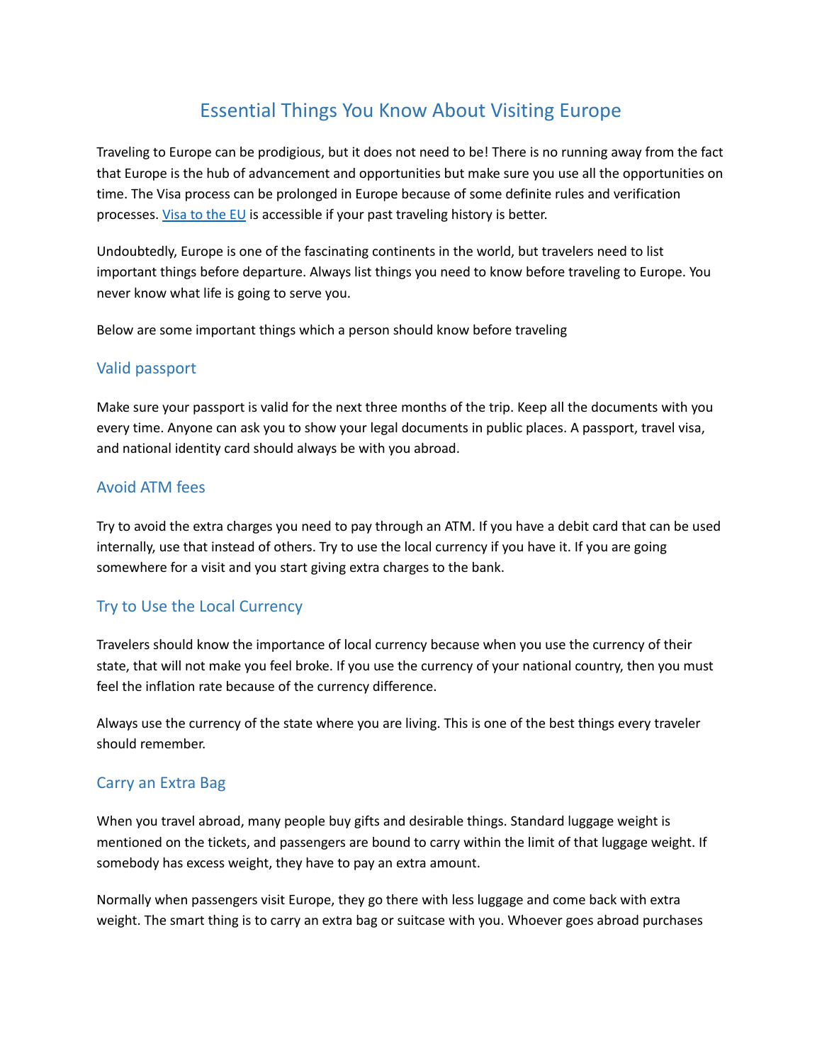# Essential Things You Know About Visiting Europe

Traveling to Europe can be prodigious, but it does not need to be! There is no running away from the fact that Europe is the hub of advancement and opportunities but make sure you use all the opportunities on time. The Visa process can be prolonged in Europe because of some definite rules and verification processes. [Visa to the EU]() is accessible if your past traveling history is better.

Undoubtedly, Europe is one of the fascinating continents in the world, but travelers need to list important things before departure. Always list things you need to know before traveling to Europe. You never know what life is going to serve you.

Below are some important things which a person should know before traveling

## Valid passport

Make sure your passport is valid for the next three months of the trip. Keep all the documents with you every time. Anyone can ask you to show your legal documents in public places. A passport, travel visa, and national identity card should always be with you abroad.

## Avoid ATM fees

Try to avoid the extra charges you need to pay through an ATM. If you have a debit card that can be used internally, use that instead of others. Try to use the local currency if you have it. If you are going somewhere for a visit and you start giving extra charges to the bank.

## Try to Use the Local Currency

Travelers should know the importance of local currency because when you use the currency of their state, that will not make you feel broke. If you use the currency of your national country, then you must feel the inflation rate because of the currency difference.

Always use the currency of the state where you are living. This is one of the best things every traveler should remember.

## Carry an Extra Bag

When you travel abroad, many people buy gifts and desirable things. Standard luggage weight is mentioned on the tickets, and passengers are bound to carry within the limit of that luggage weight. If somebody has excess weight, they have to pay an extra amount.

Normally when passengers visit Europe, they go there with less luggage and come back with extra weight. The smart thing is to carry an extra bag or suitcase with you. Whoever goes abroad purchases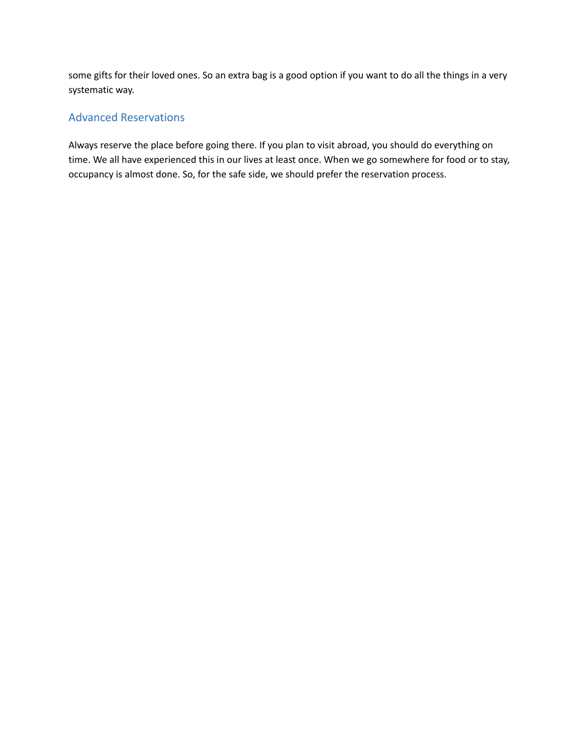some gifts for their loved ones. So an extra bag is a good option if you want to do all the things in a very systematic way.

## Advanced Reservations

Always reserve the place before going there. If you plan to visit abroad, you should do everything on time. We all have experienced this in our lives at least once. When we go somewhere for food or to stay, occupancy is almost done. So, for the safe side, we should prefer the reservation process.